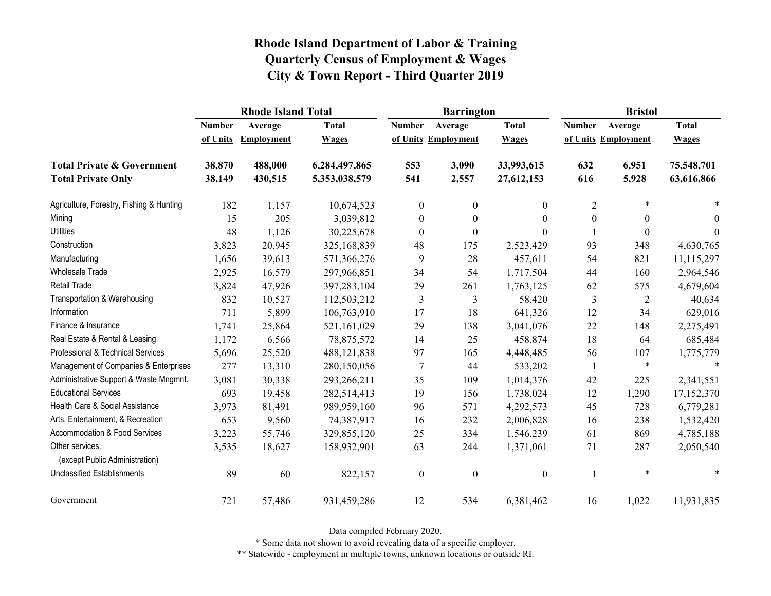# Rhode Island Department of Labor & Training
## Quarterly Census of Employment & Wages
## City & Town Report - Third Quarter 2019

| | Rhode Island Total | | | Barrington | | | Bristol | | |
|---|---|---|---|---|---|---|---|---|---|
| | Number of Units | Average Employment | Total Wages | Number of Units | Average Employment | Total Wages | Number of Units | Average Employment | Total Wages |
| **Total Private & Government** | **38,870** | **488,000** | **6,284,497,865** | **553** | **3,090** | **33,993,615** | **632** | **6,951** | **75,548,701** |
| **Total Private Only** | **38,149** | **430,515** | **5,353,038,579** | **541** | **2,557** | **27,612,153** | **616** | **5,928** | **63,616,866** |
| Agriculture, Forestry, Fishing & Hunting | 182 | 1,157 | 10,674,523 | 0 | 0 | 0 | 2 | * | * |
| Mining | 15 | 205 | 3,039,812 | 0 | 0 | 0 | 0 | 0 | 0 |
| Utilities | 48 | 1,126 | 30,225,678 | 0 | 0 | 0 | 1 | 0 | 0 |
| Construction | 3,823 | 20,945 | 325,168,839 | 48 | 175 | 2,523,429 | 93 | 348 | 4,630,765 |
| Manufacturing | 1,656 | 39,613 | 571,366,276 | 9 | 28 | 457,611 | 54 | 821 | 11,115,297 |
| Wholesale Trade | 2,925 | 16,579 | 297,966,851 | 34 | 54 | 1,717,504 | 44 | 160 | 2,964,546 |
| Retail Trade | 3,824 | 47,926 | 397,283,104 | 29 | 261 | 1,763,125 | 62 | 575 | 4,679,604 |
| Transportation & Warehousing | 832 | 10,527 | 112,503,212 | 3 | 3 | 58,420 | 3 | 2 | 40,634 |
| Information | 711 | 5,899 | 106,763,910 | 17 | 18 | 641,326 | 12 | 34 | 629,016 |
| Finance & Insurance | 1,741 | 25,864 | 521,161,029 | 29 | 138 | 3,041,076 | 22 | 148 | 2,275,491 |
| Real Estate & Rental & Leasing | 1,172 | 6,566 | 78,875,572 | 14 | 25 | 458,874 | 18 | 64 | 685,484 |
| Professional & Technical Services | 5,696 | 25,520 | 488,121,838 | 97 | 165 | 4,448,485 | 56 | 107 | 1,775,779 |
| Management of Companies & Enterprises | 277 | 13,310 | 280,150,056 | 7 | 44 | 533,202 | 1 | * | * |
| Administrative Support & Waste Mngmnt. | 3,081 | 30,338 | 293,266,211 | 35 | 109 | 1,014,376 | 42 | 225 | 2,341,551 |
| Educational Services | 693 | 19,458 | 282,514,413 | 19 | 156 | 1,738,024 | 12 | 1,290 | 17,152,370 |
| Health Care & Social Assistance | 3,973 | 81,491 | 989,959,160 | 96 | 571 | 4,292,573 | 45 | 728 | 6,779,281 |
| Arts, Entertainment, & Recreation | 653 | 9,560 | 74,387,917 | 16 | 232 | 2,006,828 | 16 | 238 | 1,532,420 |
| Accommodation & Food Services | 3,223 | 55,746 | 329,855,120 | 25 | 334 | 1,546,239 | 61 | 869 | 4,785,188 |
| Other services, (except Public Administration) | 3,535 | 18,627 | 158,932,901 | 63 | 244 | 1,371,061 | 71 | 287 | 2,050,540 |
| Unclassified Establishments | 89 | 60 | 822,157 | 0 | 0 | 0 | 1 | * | * |
| Government | 721 | 57,486 | 931,459,286 | 12 | 534 | 6,381,462 | 16 | 1,022 | 11,931,835 |

Data compiled February 2020.

* Some data not shown to avoid revealing data of a specific employer.

** Statewide - employment in multiple towns, unknown locations or outside RI.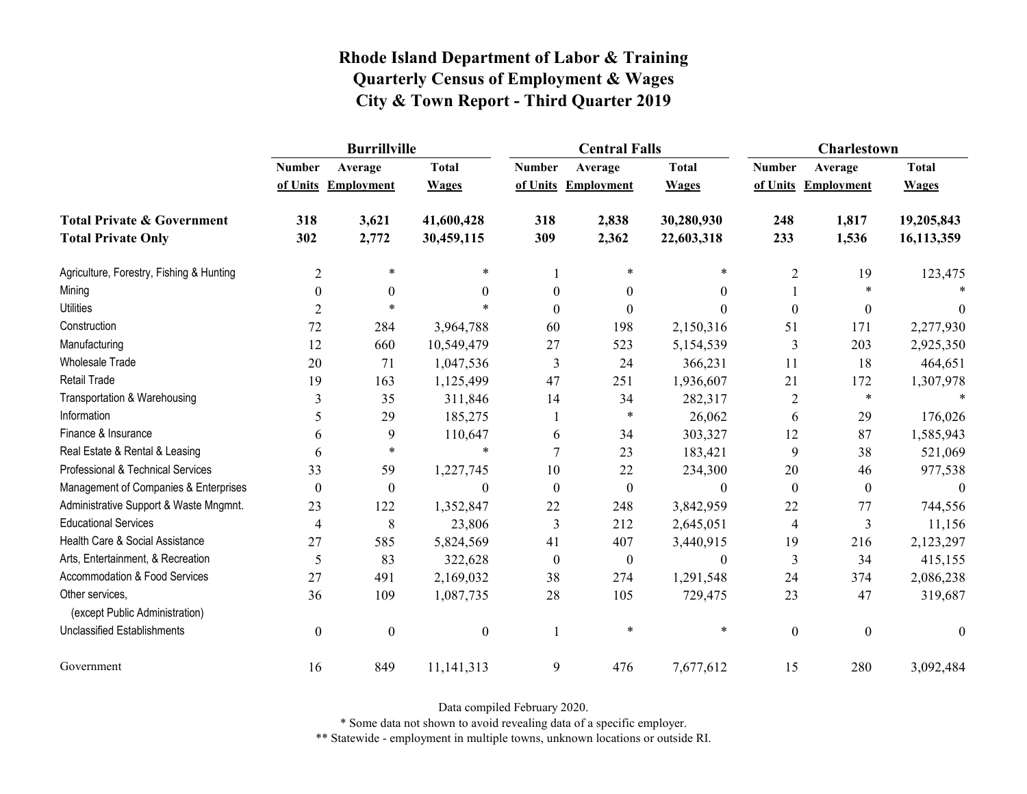# Rhode Island Department of Labor & Training
# Quarterly Census of Employment & Wages
# City & Town Report - Third Quarter 2019

| | Burrillville | | | Central Falls | | | Charlestown | | |
|---|---|---|---|---|---|---|---|---|---|
| | Number of Units | Average Employment | Total Wages | Number of Units | Average Employment | Total Wages | Number of Units | Average Employment | Total Wages |
| **Total Private & Government** | **318** | **3,621** | **41,600,428** | **318** | **2,838** | **30,280,930** | **248** | **1,817** | **19,205,843** |
| **Total Private Only** | **302** | **2,772** | **30,459,115** | **309** | **2,362** | **22,603,318** | **233** | **1,536** | **16,113,359** |
| Agriculture, Forestry, Fishing & Hunting | 2 | * | * | 1 | * | * | 2 | 19 | 123,475 |
| Mining | 0 | 0 | 0 | 0 | 0 | 0 | 1 | * | * |
| Utilities | 2 | * | * | 0 | 0 | 0 | 0 | 0 | 0 |
| Construction | 72 | 284 | 3,964,788 | 60 | 198 | 2,150,316 | 51 | 171 | 2,277,930 |
| Manufacturing | 12 | 660 | 10,549,479 | 27 | 523 | 5,154,539 | 3 | 203 | 2,925,350 |
| Wholesale Trade | 20 | 71 | 1,047,536 | 3 | 24 | 366,231 | 11 | 18 | 464,651 |
| Retail Trade | 19 | 163 | 1,125,499 | 47 | 251 | 1,936,607 | 21 | 172 | 1,307,978 |
| Transportation & Warehousing | 3 | 35 | 311,846 | 14 | 34 | 282,317 | 2 | * | * |
| Information | 5 | 29 | 185,275 | 1 | * | 26,062 | 6 | 29 | 176,026 |
| Finance & Insurance | 6 | 9 | 110,647 | 6 | 34 | 303,327 | 12 | 87 | 1,585,943 |
| Real Estate & Rental & Leasing | 6 | * | * | 7 | 23 | 183,421 | 9 | 38 | 521,069 |
| Professional & Technical Services | 33 | 59 | 1,227,745 | 10 | 22 | 234,300 | 20 | 46 | 977,538 |
| Management of Companies & Enterprises | 0 | 0 | 0 | 0 | 0 | 0 | 0 | 0 | 0 |
| Administrative Support & Waste Mngmnt. | 23 | 122 | 1,352,847 | 22 | 248 | 3,842,959 | 22 | 77 | 744,556 |
| Educational Services | 4 | 8 | 23,806 | 3 | 212 | 2,645,051 | 4 | 3 | 11,156 |
| Health Care & Social Assistance | 27 | 585 | 5,824,569 | 41 | 407 | 3,440,915 | 19 | 216 | 2,123,297 |
| Arts, Entertainment, & Recreation | 5 | 83 | 322,628 | 0 | 0 | 0 | 3 | 34 | 415,155 |
| Accommodation & Food Services | 27 | 491 | 2,169,032 | 38 | 274 | 1,291,548 | 24 | 374 | 2,086,238 |
| Other services, (except Public Administration) | 36 | 109 | 1,087,735 | 28 | 105 | 729,475 | 23 | 47 | 319,687 |
| Unclassified Establishments | 0 | 0 | 0 | 1 | * | * | 0 | 0 | 0 |
| Government | 16 | 849 | 11,141,313 | 9 | 476 | 7,677,612 | 15 | 280 | 3,092,484 |

Data compiled February 2020.

* Some data not shown to avoid revealing data of a specific employer.

** Statewide - employment in multiple towns, unknown locations or outside RI.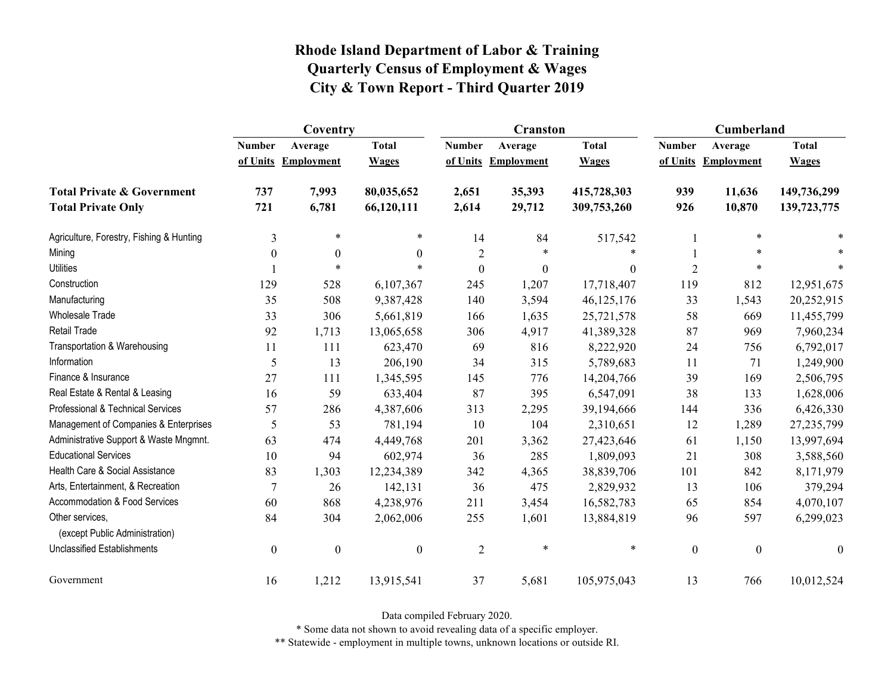# Rhode Island Department of Labor & Training
## Quarterly Census of Employment & Wages
## City & Town Report - Third Quarter 2019

| | Coventry | | | Cranston | | | Cumberland | | |
|---|---|---|---|---|---|---|---|---|---|
| | Number of Units | Average Employment | Total Wages | Number of Units | Average Employment | Total Wages | Number of Units | Average Employment | Total Wages |
| **Total Private & Government** | **737** | **7,993** | **80,035,652** | **2,651** | **35,393** | **415,728,303** | **939** | **11,636** | **149,736,299** |
| **Total Private Only** | **721** | **6,781** | **66,120,111** | **2,614** | **29,712** | **309,753,260** | **926** | **10,870** | **139,723,775** |
| Agriculture, Forestry, Fishing & Hunting | 3 | * | * | 14 | 84 | 517,542 | 1 | * | * |
| Mining | 0 | 0 | 0 | 2 | * | * | 1 | * | * |
| Utilities | 1 | * | * | 0 | 0 | 0 | 2 | * | * |
| Construction | 129 | 528 | 6,107,367 | 245 | 1,207 | 17,718,407 | 119 | 812 | 12,951,675 |
| Manufacturing | 35 | 508 | 9,387,428 | 140 | 3,594 | 46,125,176 | 33 | 1,543 | 20,252,915 |
| Wholesale Trade | 33 | 306 | 5,661,819 | 166 | 1,635 | 25,721,578 | 58 | 669 | 11,455,799 |
| Retail Trade | 92 | 1,713 | 13,065,658 | 306 | 4,917 | 41,389,328 | 87 | 969 | 7,960,234 |
| Transportation & Warehousing | 11 | 111 | 623,470 | 69 | 816 | 8,222,920 | 24 | 756 | 6,792,017 |
| Information | 5 | 13 | 206,190 | 34 | 315 | 5,789,683 | 11 | 71 | 1,249,900 |
| Finance & Insurance | 27 | 111 | 1,345,595 | 145 | 776 | 14,204,766 | 39 | 169 | 2,506,795 |
| Real Estate & Rental & Leasing | 16 | 59 | 633,404 | 87 | 395 | 6,547,091 | 38 | 133 | 1,628,006 |
| Professional & Technical Services | 57 | 286 | 4,387,606 | 313 | 2,295 | 39,194,666 | 144 | 336 | 6,426,330 |
| Management of Companies & Enterprises | 5 | 53 | 781,194 | 10 | 104 | 2,310,651 | 12 | 1,289 | 27,235,799 |
| Administrative Support & Waste Mngmnt. | 63 | 474 | 4,449,768 | 201 | 3,362 | 27,423,646 | 61 | 1,150 | 13,997,694 |
| Educational Services | 10 | 94 | 602,974 | 36 | 285 | 1,809,093 | 21 | 308 | 3,588,560 |
| Health Care & Social Assistance | 83 | 1,303 | 12,234,389 | 342 | 4,365 | 38,839,706 | 101 | 842 | 8,171,979 |
| Arts, Entertainment, & Recreation | 7 | 26 | 142,131 | 36 | 475 | 2,829,932 | 13 | 106 | 379,294 |
| Accommodation & Food Services | 60 | 868 | 4,238,976 | 211 | 3,454 | 16,582,783 | 65 | 854 | 4,070,107 |
| Other services, (except Public Administration) | 84 | 304 | 2,062,006 | 255 | 1,601 | 13,884,819 | 96 | 597 | 6,299,023 |
| Unclassified Establishments | 0 | 0 | 0 | 2 | * | * | 0 | 0 | 0 |
| Government | 16 | 1,212 | 13,915,541 | 37 | 5,681 | 105,975,043 | 13 | 766 | 10,012,524 |

Data compiled February 2020.

* Some data not shown to avoid revealing data of a specific employer.

** Statewide - employment in multiple towns, unknown locations or outside RI.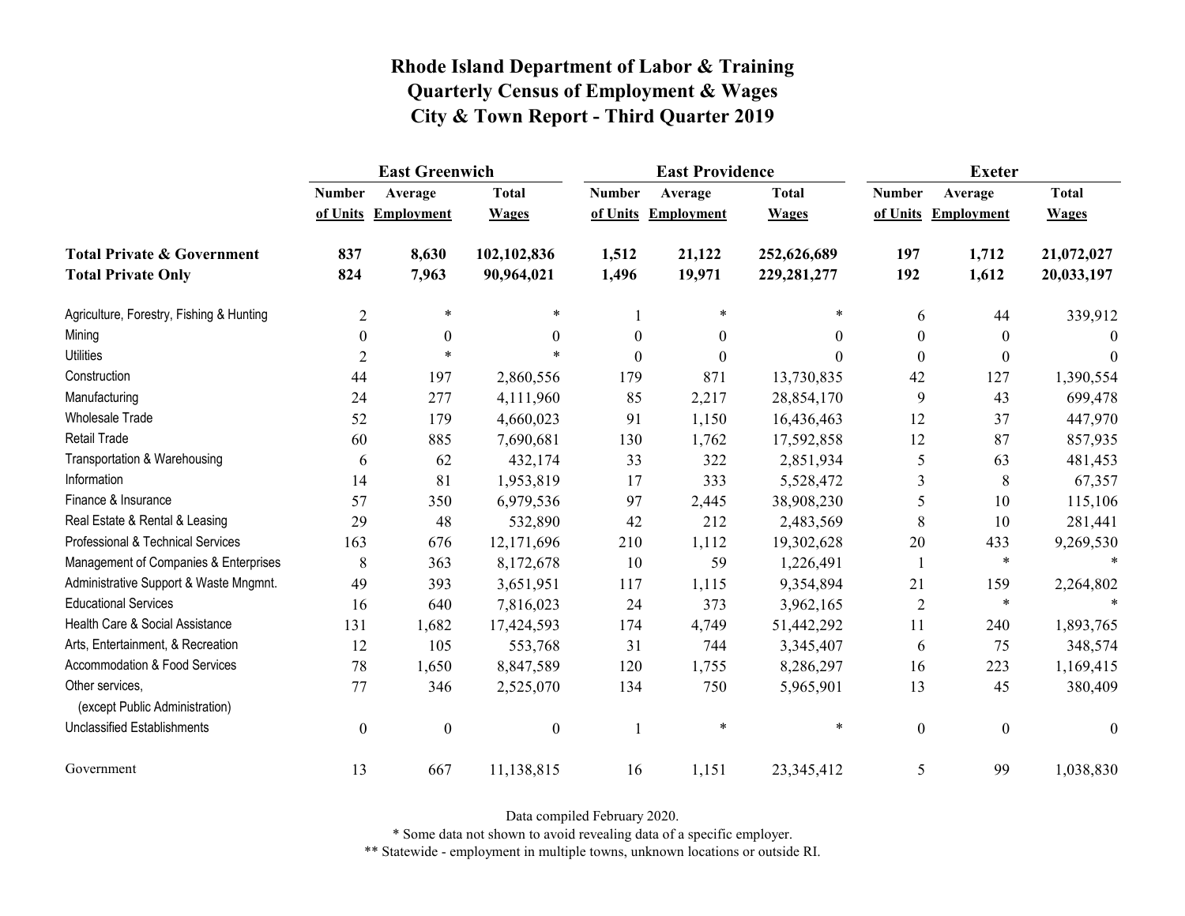# Rhode Island Department of Labor & Training
## Quarterly Census of Employment & Wages
## City & Town Report - Third Quarter 2019

| | East Greenwich | | | East Providence | | | Exeter | | |
|---|---|---|---|---|---|---|---|---|---|
| | Number of Units | Average Employment | Total Wages | Number of Units | Average Employment | Total Wages | Number of Units | Average Employment | Total Wages |
| **Total Private & Government** | **837** | **8,630** | **102,102,836** | **1,512** | **21,122** | **252,626,689** | **197** | **1,712** | **21,072,027** |
| **Total Private Only** | **824** | **7,963** | **90,964,021** | **1,496** | **19,971** | **229,281,277** | **192** | **1,612** | **20,033,197** |
| Agriculture, Forestry, Fishing & Hunting | 2 | * | * | 1 | * | * | 6 | 44 | 339,912 |
| Mining | 0 | 0 | 0 | 0 | 0 | 0 | 0 | 0 | 0 |
| Utilities | 2 | * | * | 0 | 0 | 0 | 0 | 0 | 0 |
| Construction | 44 | 197 | 2,860,556 | 179 | 871 | 13,730,835 | 42 | 127 | 1,390,554 |
| Manufacturing | 24 | 277 | 4,111,960 | 85 | 2,217 | 28,854,170 | 9 | 43 | 699,478 |
| Wholesale Trade | 52 | 179 | 4,660,023 | 91 | 1,150 | 16,436,463 | 12 | 37 | 447,970 |
| Retail Trade | 60 | 885 | 7,690,681 | 130 | 1,762 | 17,592,858 | 12 | 87 | 857,935 |
| Transportation & Warehousing | 6 | 62 | 432,174 | 33 | 322 | 2,851,934 | 5 | 63 | 481,453 |
| Information | 14 | 81 | 1,953,819 | 17 | 333 | 5,528,472 | 3 | 8 | 67,357 |
| Finance & Insurance | 57 | 350 | 6,979,536 | 97 | 2,445 | 38,908,230 | 5 | 10 | 115,106 |
| Real Estate & Rental & Leasing | 29 | 48 | 532,890 | 42 | 212 | 2,483,569 | 8 | 10 | 281,441 |
| Professional & Technical Services | 163 | 676 | 12,171,696 | 210 | 1,112 | 19,302,628 | 20 | 433 | 9,269,530 |
| Management of Companies & Enterprises | 8 | 363 | 8,172,678 | 10 | 59 | 1,226,491 | 1 | * | * |
| Administrative Support & Waste Mngmnt. | 49 | 393 | 3,651,951 | 117 | 1,115 | 9,354,894 | 21 | 159 | 2,264,802 |
| Educational Services | 16 | 640 | 7,816,023 | 24 | 373 | 3,962,165 | 2 | * | * |
| Health Care & Social Assistance | 131 | 1,682 | 17,424,593 | 174 | 4,749 | 51,442,292 | 11 | 240 | 1,893,765 |
| Arts, Entertainment, & Recreation | 12 | 105 | 553,768 | 31 | 744 | 3,345,407 | 6 | 75 | 348,574 |
| Accommodation & Food Services | 78 | 1,650 | 8,847,589 | 120 | 1,755 | 8,286,297 | 16 | 223 | 1,169,415 |
| Other services, (except Public Administration) | 77 | 346 | 2,525,070 | 134 | 750 | 5,965,901 | 13 | 45 | 380,409 |
| Unclassified Establishments | 0 | 0 | 0 | 1 | * | * | 0 | 0 | 0 |
| Government | 13 | 667 | 11,138,815 | 16 | 1,151 | 23,345,412 | 5 | 99 | 1,038,830 |

Data compiled February 2020.

* Some data not shown to avoid revealing data of a specific employer.

** Statewide - employment in multiple towns, unknown locations or outside RI.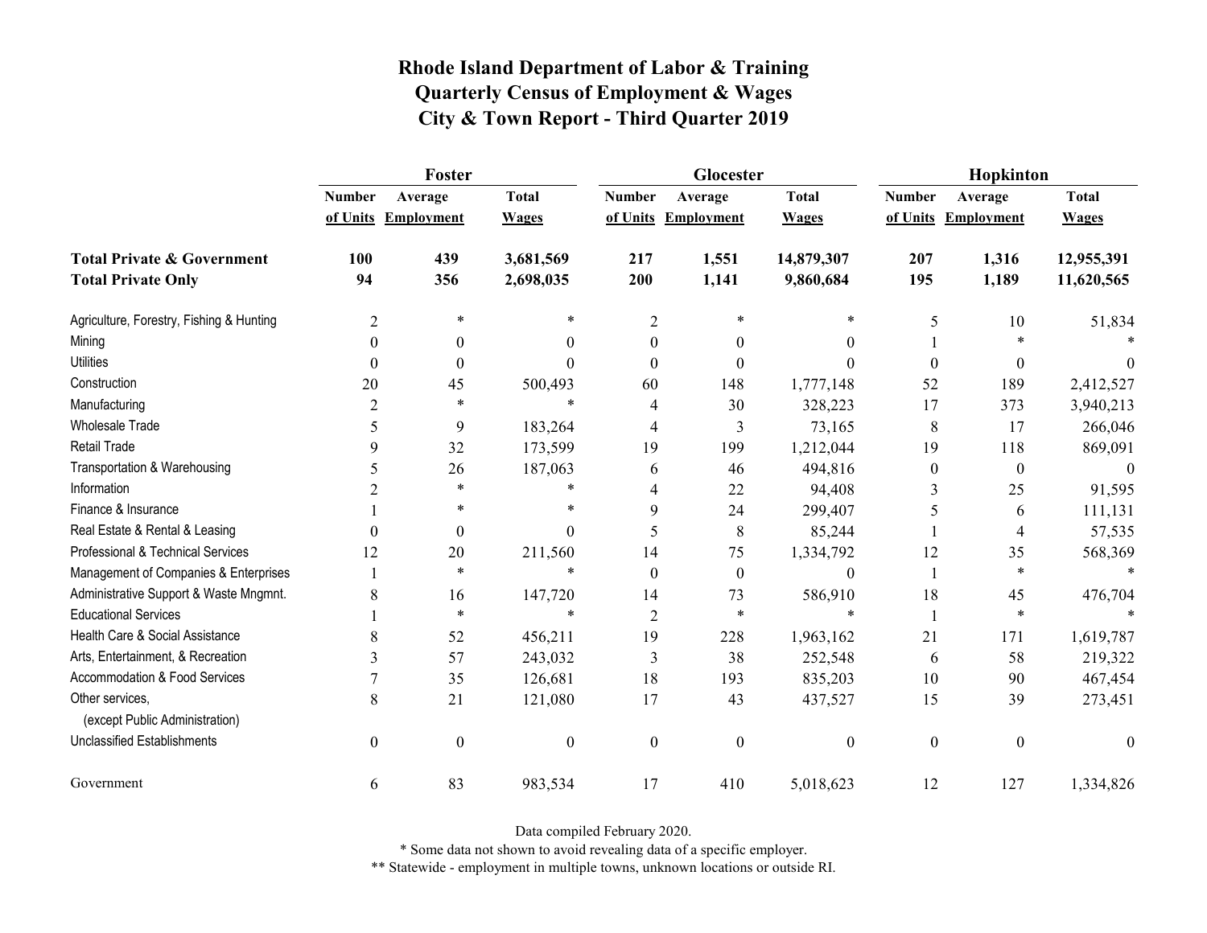# Rhode Island Department of Labor & Training
# Quarterly Census of Employment & Wages
# City & Town Report - Third Quarter 2019

| | Foster | | | Glocester | | | Hopkinton | | |
|---|---|---|---|---|---|---|---|---|---|
| | Number of Units | Average Employment | Total Wages | Number of Units | Average Employment | Total Wages | Number of Units | Average Employment | Total Wages |
| **Total Private & Government** | **100** | **439** | **3,681,569** | **217** | **1,551** | **14,879,307** | **207** | **1,316** | **12,955,391** |
| **Total Private Only** | **94** | **356** | **2,698,035** | **200** | **1,141** | **9,860,684** | **195** | **1,189** | **11,620,565** |
| Agriculture, Forestry, Fishing & Hunting | 2 | * | * | 2 | * | * | 5 | 10 | 51,834 |
| Mining | 0 | 0 | 0 | 0 | 0 | 0 | 1 | * | * |
| Utilities | 0 | 0 | 0 | 0 | 0 | 0 | 0 | 0 | 0 |
| Construction | 20 | 45 | 500,493 | 60 | 148 | 1,777,148 | 52 | 189 | 2,412,527 |
| Manufacturing | 2 | * | * | 4 | 30 | 328,223 | 17 | 373 | 3,940,213 |
| Wholesale Trade | 5 | 9 | 183,264 | 4 | 3 | 73,165 | 8 | 17 | 266,046 |
| Retail Trade | 9 | 32 | 173,599 | 19 | 199 | 1,212,044 | 19 | 118 | 869,091 |
| Transportation & Warehousing | 5 | 26 | 187,063 | 6 | 46 | 494,816 | 0 | 0 | 0 |
| Information | 2 | * | * | 4 | 22 | 94,408 | 3 | 25 | 91,595 |
| Finance & Insurance | 1 | * | * | 9 | 24 | 299,407 | 5 | 6 | 111,131 |
| Real Estate & Rental & Leasing | 0 | 0 | 0 | 5 | 8 | 85,244 | 1 | 4 | 57,535 |
| Professional & Technical Services | 12 | 20 | 211,560 | 14 | 75 | 1,334,792 | 12 | 35 | 568,369 |
| Management of Companies & Enterprises | 1 | * | * | 0 | 0 | 0 | 1 | * | * |
| Administrative Support & Waste Mngmnt. | 8 | 16 | 147,720 | 14 | 73 | 586,910 | 18 | 45 | 476,704 |
| Educational Services | 1 | * | * | 2 | * | * | 1 | * | * |
| Health Care & Social Assistance | 8 | 52 | 456,211 | 19 | 228 | 1,963,162 | 21 | 171 | 1,619,787 |
| Arts, Entertainment, & Recreation | 3 | 57 | 243,032 | 3 | 38 | 252,548 | 6 | 58 | 219,322 |
| Accommodation & Food Services | 7 | 35 | 126,681 | 18 | 193 | 835,203 | 10 | 90 | 467,454 |
| Other services, (except Public Administration) | 8 | 21 | 121,080 | 17 | 43 | 437,527 | 15 | 39 | 273,451 |
| Unclassified Establishments | 0 | 0 | 0 | 0 | 0 | 0 | 0 | 0 | 0 |
| Government | 6 | 83 | 983,534 | 17 | 410 | 5,018,623 | 12 | 127 | 1,334,826 |

Data compiled February 2020.

* Some data not shown to avoid revealing data of a specific employer.

** Statewide - employment in multiple towns, unknown locations or outside RI.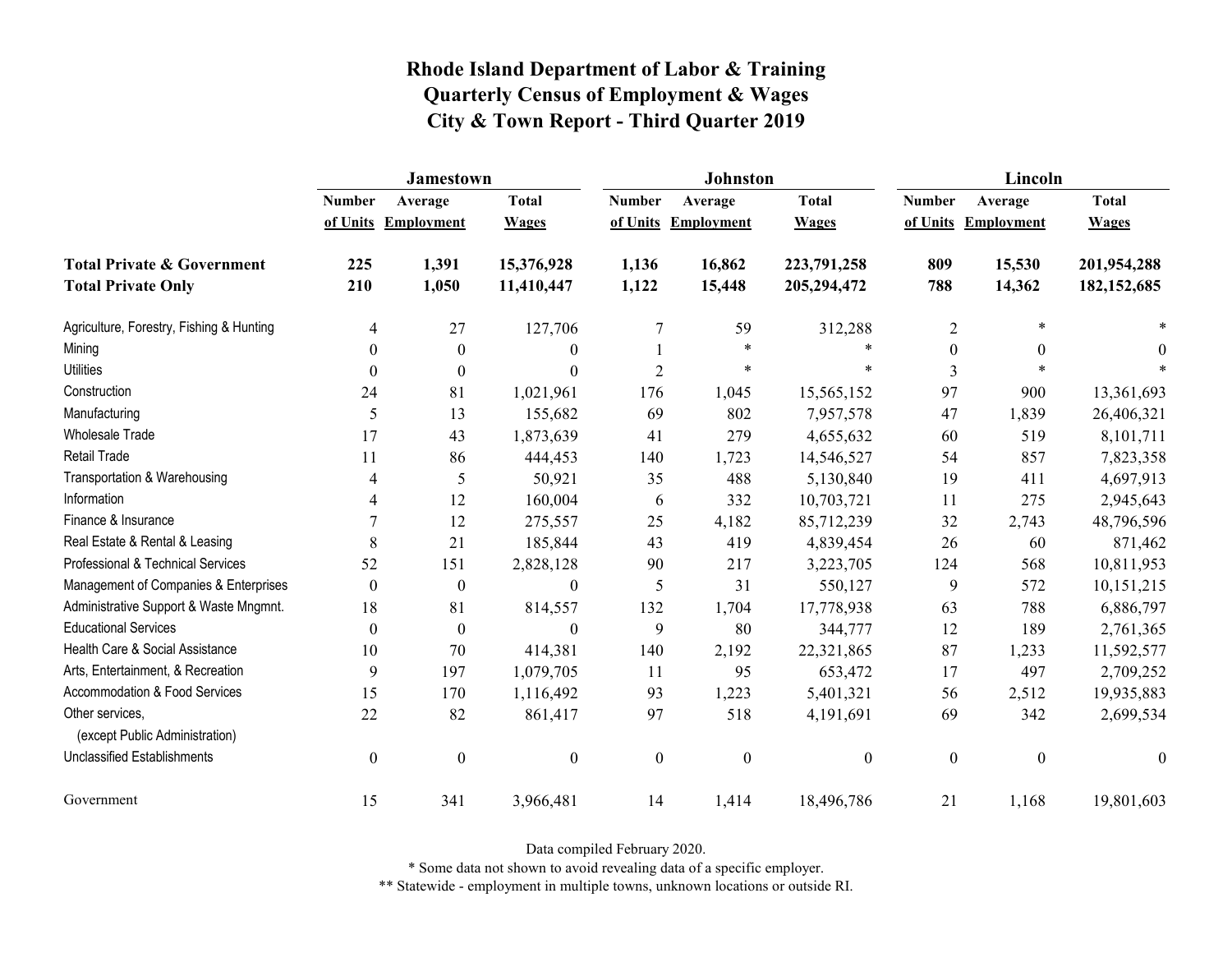# Rhode Island Department of Labor & Training
## Quarterly Census of Employment & Wages
## City & Town Report - Third Quarter 2019

| | Jamestown | | | Johnston | | | Lincoln | | |
|---|---|---|---|---|---|---|---|---|---|
| | Number of Units | Average Employment | Total Wages | Number of Units | Average Employment | Total Wages | Number of Units | Average Employment | Total Wages |
| **Total Private & Government** | **225** | **1,391** | **15,376,928** | **1,136** | **16,862** | **223,791,258** | **809** | **15,530** | **201,954,288** |
| **Total Private Only** | **210** | **1,050** | **11,410,447** | **1,122** | **15,448** | **205,294,472** | **788** | **14,362** | **182,152,685** |
| Agriculture, Forestry, Fishing & Hunting | 4 | 27 | 127,706 | 7 | 59 | 312,288 | 2 | * | * |
| Mining | 0 | 0 | 0 | 1 | * | * | 0 | 0 | 0 |
| Utilities | 0 | 0 | 0 | 2 | * | * | 3 | * | * |
| Construction | 24 | 81 | 1,021,961 | 176 | 1,045 | 15,565,152 | 97 | 900 | 13,361,693 |
| Manufacturing | 5 | 13 | 155,682 | 69 | 802 | 7,957,578 | 47 | 1,839 | 26,406,321 |
| Wholesale Trade | 17 | 43 | 1,873,639 | 41 | 279 | 4,655,632 | 60 | 519 | 8,101,711 |
| Retail Trade | 11 | 86 | 444,453 | 140 | 1,723 | 14,546,527 | 54 | 857 | 7,823,358 |
| Transportation & Warehousing | 4 | 5 | 50,921 | 35 | 488 | 5,130,840 | 19 | 411 | 4,697,913 |
| Information | 4 | 12 | 160,004 | 6 | 332 | 10,703,721 | 11 | 275 | 2,945,643 |
| Finance & Insurance | 7 | 12 | 275,557 | 25 | 4,182 | 85,712,239 | 32 | 2,743 | 48,796,596 |
| Real Estate & Rental & Leasing | 8 | 21 | 185,844 | 43 | 419 | 4,839,454 | 26 | 60 | 871,462 |
| Professional & Technical Services | 52 | 151 | 2,828,128 | 90 | 217 | 3,223,705 | 124 | 568 | 10,811,953 |
| Management of Companies & Enterprises | 0 | 0 | 0 | 5 | 31 | 550,127 | 9 | 572 | 10,151,215 |
| Administrative Support & Waste Mngmnt. | 18 | 81 | 814,557 | 132 | 1,704 | 17,778,938 | 63 | 788 | 6,886,797 |
| Educational Services | 0 | 0 | 0 | 9 | 80 | 344,777 | 12 | 189 | 2,761,365 |
| Health Care & Social Assistance | 10 | 70 | 414,381 | 140 | 2,192 | 22,321,865 | 87 | 1,233 | 11,592,577 |
| Arts, Entertainment, & Recreation | 9 | 197 | 1,079,705 | 11 | 95 | 653,472 | 17 | 497 | 2,709,252 |
| Accommodation & Food Services | 15 | 170 | 1,116,492 | 93 | 1,223 | 5,401,321 | 56 | 2,512 | 19,935,883 |
| Other services, (except Public Administration) | 22 | 82 | 861,417 | 97 | 518 | 4,191,691 | 69 | 342 | 2,699,534 |
| Unclassified Establishments | 0 | 0 | 0 | 0 | 0 | 0 | 0 | 0 | 0 |
| Government | 15 | 341 | 3,966,481 | 14 | 1,414 | 18,496,786 | 21 | 1,168 | 19,801,603 |

Data compiled February 2020.

* Some data not shown to avoid revealing data of a specific employer.

** Statewide - employment in multiple towns, unknown locations or outside RI.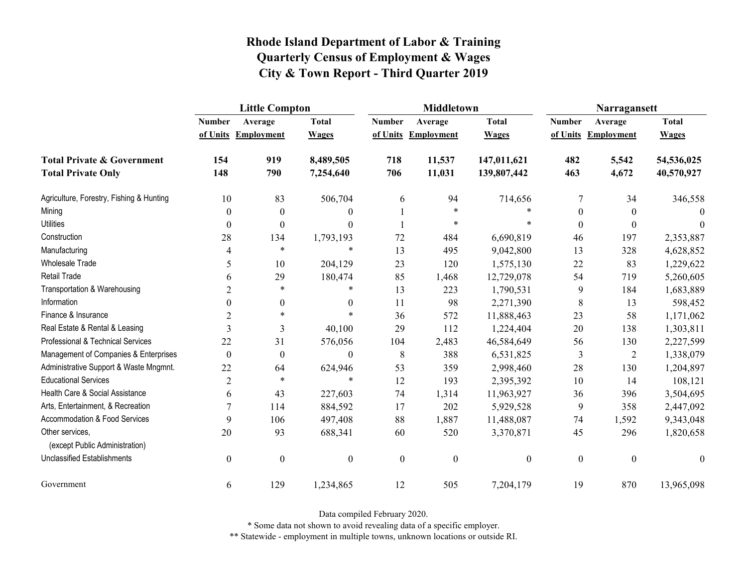# Rhode Island Department of Labor & Training
# Quarterly Census of Employment & Wages
# City & Town Report - Third Quarter 2019

| | Little Compton | | | Middletown | | | Narragansett | | |
|---|---|---|---|---|---|---|---|---|---|
| | Number of Units | Average Employment | Total Wages | Number of Units | Average Employment | Total Wages | Number of Units | Average Employment | Total Wages |
| **Total Private & Government** | **154** | **919** | **8,489,505** | **718** | **11,537** | **147,011,621** | **482** | **5,542** | **54,536,025** |
| **Total Private Only** | **148** | **790** | **7,254,640** | **706** | **11,031** | **139,807,442** | **463** | **4,672** | **40,570,927** |
| Agriculture, Forestry, Fishing & Hunting | 10 | 83 | 506,704 | 6 | 94 | 714,656 | 7 | 34 | 346,558 |
| Mining | 0 | 0 | 0 | 1 | * | * | 0 | 0 | 0 |
| Utilities | 0 | 0 | 0 | 1 | * | * | 0 | 0 | 0 |
| Construction | 28 | 134 | 1,793,193 | 72 | 484 | 6,690,819 | 46 | 197 | 2,353,887 |
| Manufacturing | 4 | * | * | 13 | 495 | 9,042,800 | 13 | 328 | 4,628,852 |
| Wholesale Trade | 5 | 10 | 204,129 | 23 | 120 | 1,575,130 | 22 | 83 | 1,229,622 |
| Retail Trade | 6 | 29 | 180,474 | 85 | 1,468 | 12,729,078 | 54 | 719 | 5,260,605 |
| Transportation & Warehousing | 2 | * | * | 13 | 223 | 1,790,531 | 9 | 184 | 1,683,889 |
| Information | 0 | 0 | 0 | 11 | 98 | 2,271,390 | 8 | 13 | 598,452 |
| Finance & Insurance | 2 | * | * | 36 | 572 | 11,888,463 | 23 | 58 | 1,171,062 |
| Real Estate & Rental & Leasing | 3 | 3 | 40,100 | 29 | 112 | 1,224,404 | 20 | 138 | 1,303,811 |
| Professional & Technical Services | 22 | 31 | 576,056 | 104 | 2,483 | 46,584,649 | 56 | 130 | 2,227,599 |
| Management of Companies & Enterprises | 0 | 0 | 0 | 8 | 388 | 6,531,825 | 3 | 2 | 1,338,079 |
| Administrative Support & Waste Mngmnt. | 22 | 64 | 624,946 | 53 | 359 | 2,998,460 | 28 | 130 | 1,204,897 |
| Educational Services | 2 | * | * | 12 | 193 | 2,395,392 | 10 | 14 | 108,121 |
| Health Care & Social Assistance | 6 | 43 | 227,603 | 74 | 1,314 | 11,963,927 | 36 | 396 | 3,504,695 |
| Arts, Entertainment, & Recreation | 7 | 114 | 884,592 | 17 | 202 | 5,929,528 | 9 | 358 | 2,447,092 |
| Accommodation & Food Services | 9 | 106 | 497,408 | 88 | 1,887 | 11,488,087 | 74 | 1,592 | 9,343,048 |
| Other services, (except Public Administration) | 20 | 93 | 688,341 | 60 | 520 | 3,370,871 | 45 | 296 | 1,820,658 |
| Unclassified Establishments | 0 | 0 | 0 | 0 | 0 | 0 | 0 | 0 | 0 |
| Government | 6 | 129 | 1,234,865 | 12 | 505 | 7,204,179 | 19 | 870 | 13,965,098 |

Data compiled February 2020.

* Some data not shown to avoid revealing data of a specific employer.

** Statewide - employment in multiple towns, unknown locations or outside RI.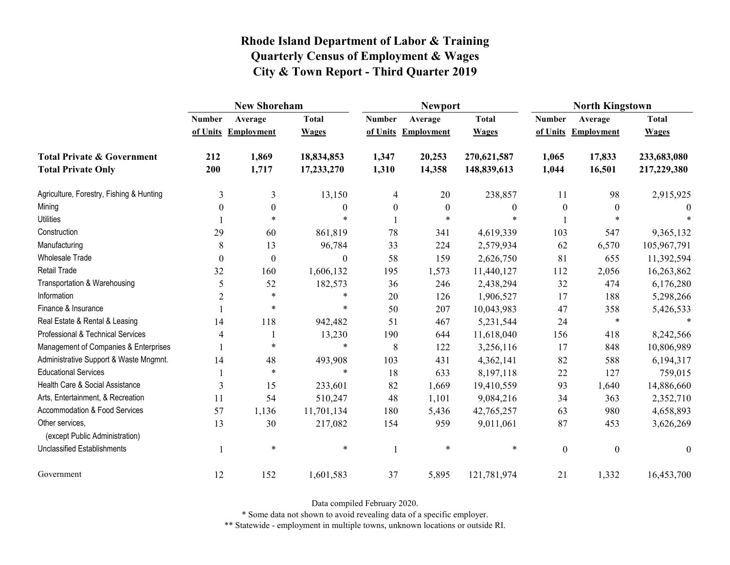# Rhode Island Department of Labor & Training
## Quarterly Census of Employment & Wages
## City & Town Report - Third Quarter 2019

| | New Shoreham | | | Newport | | | North Kingstown | | |
|---|---|---|---|---|---|---|---|---|---|
| | Number of Units | Average Employment | Total Wages | Number of Units | Average Employment | Total Wages | Number of Units | Average Employment | Total Wages |
| **Total Private & Government** | **212** | **1,869** | **18,834,853** | **1,347** | **20,253** | **270,621,587** | **1,065** | **17,833** | **233,683,080** |
| **Total Private Only** | **200** | **1,717** | **17,233,270** | **1,310** | **14,358** | **148,839,613** | **1,044** | **16,501** | **217,229,380** |
| Agriculture, Forestry, Fishing & Hunting | 3 | 3 | 13,150 | 4 | 20 | 238,857 | 11 | 98 | 2,915,925 |
| Mining | 0 | 0 | 0 | 0 | 0 | 0 | 0 | 0 | 0 |
| Utilities | 1 | * | * | 1 | * | * | 1 | * | * |
| Construction | 29 | 60 | 861,819 | 78 | 341 | 4,619,339 | 103 | 547 | 9,365,132 |
| Manufacturing | 8 | 13 | 96,784 | 33 | 224 | 2,579,934 | 62 | 6,570 | 105,967,791 |
| Wholesale Trade | 0 | 0 | 0 | 58 | 159 | 2,626,750 | 81 | 655 | 11,392,594 |
| Retail Trade | 32 | 160 | 1,606,132 | 195 | 1,573 | 11,440,127 | 112 | 2,056 | 16,263,862 |
| Transportation & Warehousing | 5 | 52 | 182,573 | 36 | 246 | 2,438,294 | 32 | 474 | 6,176,280 |
| Information | 2 | * | * | 20 | 126 | 1,906,527 | 17 | 188 | 5,298,266 |
| Finance & Insurance | 1 | * | * | 50 | 207 | 10,043,983 | 47 | 358 | 5,426,533 |
| Real Estate & Rental & Leasing | 14 | 118 | 942,482 | 51 | 467 | 5,231,544 | 24 | * | * |
| Professional & Technical Services | 4 | 1 | 13,230 | 190 | 644 | 11,618,040 | 156 | 418 | 8,242,566 |
| Management of Companies & Enterprises | 1 | * | * | 8 | 122 | 3,256,116 | 17 | 848 | 10,806,989 |
| Administrative Support & Waste Mngmnt. | 14 | 48 | 493,908 | 103 | 431 | 4,362,141 | 82 | 588 | 6,194,317 |
| Educational Services | 1 | * | * | 18 | 633 | 8,197,118 | 22 | 127 | 759,015 |
| Health Care & Social Assistance | 3 | 15 | 233,601 | 82 | 1,669 | 19,410,559 | 93 | 1,640 | 14,886,660 |
| Arts, Entertainment, & Recreation | 11 | 54 | 510,247 | 48 | 1,101 | 9,084,216 | 34 | 363 | 2,352,710 |
| Accommodation & Food Services | 57 | 1,136 | 11,701,134 | 180 | 5,436 | 42,765,257 | 63 | 980 | 4,658,893 |
| Other services, (except Public Administration) | 13 | 30 | 217,082 | 154 | 959 | 9,011,061 | 87 | 453 | 3,626,269 |
| Unclassified Establishments | 1 | * | * | 1 | * | * | 0 | 0 | 0 |
| Government | 12 | 152 | 1,601,583 | 37 | 5,895 | 121,781,974 | 21 | 1,332 | 16,453,700 |

Data compiled February 2020.

* Some data not shown to avoid revealing data of a specific employer.

** Statewide - employment in multiple towns, unknown locations or outside RI.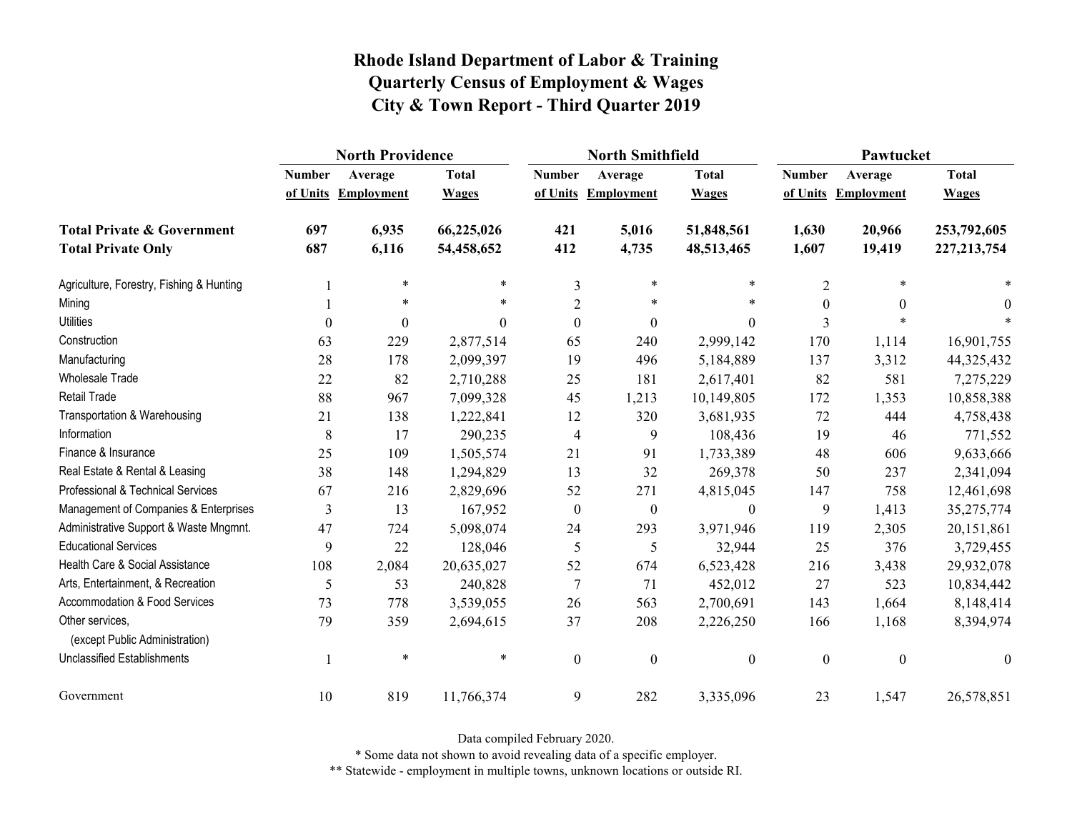# Rhode Island Department of Labor & Training
## Quarterly Census of Employment & Wages
## City & Town Report - Third Quarter 2019

| | North Providence | | | North Smithfield | | | Pawtucket | | |
|---|---|---|---|---|---|---|---|---|---|
| | Number of Units | Average Employment | Total Wages | Number of Units | Average Employment | Total Wages | Number of Units | Average Employment | Total Wages |
| **Total Private & Government** | **697** | **6,935** | **66,225,026** | **421** | **5,016** | **51,848,561** | **1,630** | **20,966** | **253,792,605** |
| **Total Private Only** | **687** | **6,116** | **54,458,652** | **412** | **4,735** | **48,513,465** | **1,607** | **19,419** | **227,213,754** |
| Agriculture, Forestry, Fishing & Hunting | 1 | * | * | 3 | * | * | 2 | * | * |
| Mining | 1 | * | * | 2 | * | * | 0 | 0 | 0 |
| Utilities | 0 | 0 | 0 | 0 | 0 | 0 | 3 | * | * |
| Construction | 63 | 229 | 2,877,514 | 65 | 240 | 2,999,142 | 170 | 1,114 | 16,901,755 |
| Manufacturing | 28 | 178 | 2,099,397 | 19 | 496 | 5,184,889 | 137 | 3,312 | 44,325,432 |
| Wholesale Trade | 22 | 82 | 2,710,288 | 25 | 181 | 2,617,401 | 82 | 581 | 7,275,229 |
| Retail Trade | 88 | 967 | 7,099,328 | 45 | 1,213 | 10,149,805 | 172 | 1,353 | 10,858,388 |
| Transportation & Warehousing | 21 | 138 | 1,222,841 | 12 | 320 | 3,681,935 | 72 | 444 | 4,758,438 |
| Information | 8 | 17 | 290,235 | 4 | 9 | 108,436 | 19 | 46 | 771,552 |
| Finance & Insurance | 25 | 109 | 1,505,574 | 21 | 91 | 1,733,389 | 48 | 606 | 9,633,666 |
| Real Estate & Rental & Leasing | 38 | 148 | 1,294,829 | 13 | 32 | 269,378 | 50 | 237 | 2,341,094 |
| Professional & Technical Services | 67 | 216 | 2,829,696 | 52 | 271 | 4,815,045 | 147 | 758 | 12,461,698 |
| Management of Companies & Enterprises | 3 | 13 | 167,952 | 0 | 0 | 0 | 9 | 1,413 | 35,275,774 |
| Administrative Support & Waste Mngmnt. | 47 | 724 | 5,098,074 | 24 | 293 | 3,971,946 | 119 | 2,305 | 20,151,861 |
| Educational Services | 9 | 22 | 128,046 | 5 | 5 | 32,944 | 25 | 376 | 3,729,455 |
| Health Care & Social Assistance | 108 | 2,084 | 20,635,027 | 52 | 674 | 6,523,428 | 216 | 3,438 | 29,932,078 |
| Arts, Entertainment, & Recreation | 5 | 53 | 240,828 | 7 | 71 | 452,012 | 27 | 523 | 10,834,442 |
| Accommodation & Food Services | 73 | 778 | 3,539,055 | 26 | 563 | 2,700,691 | 143 | 1,664 | 8,148,414 |
| Other services, (except Public Administration) | 79 | 359 | 2,694,615 | 37 | 208 | 2,226,250 | 166 | 1,168 | 8,394,974 |
| Unclassified Establishments | 1 | * | * | 0 | 0 | 0 | 0 | 0 | 0 |
| Government | 10 | 819 | 11,766,374 | 9 | 282 | 3,335,096 | 23 | 1,547 | 26,578,851 |

Data compiled February 2020.

* Some data not shown to avoid revealing data of a specific employer.

** Statewide - employment in multiple towns, unknown locations or outside RI.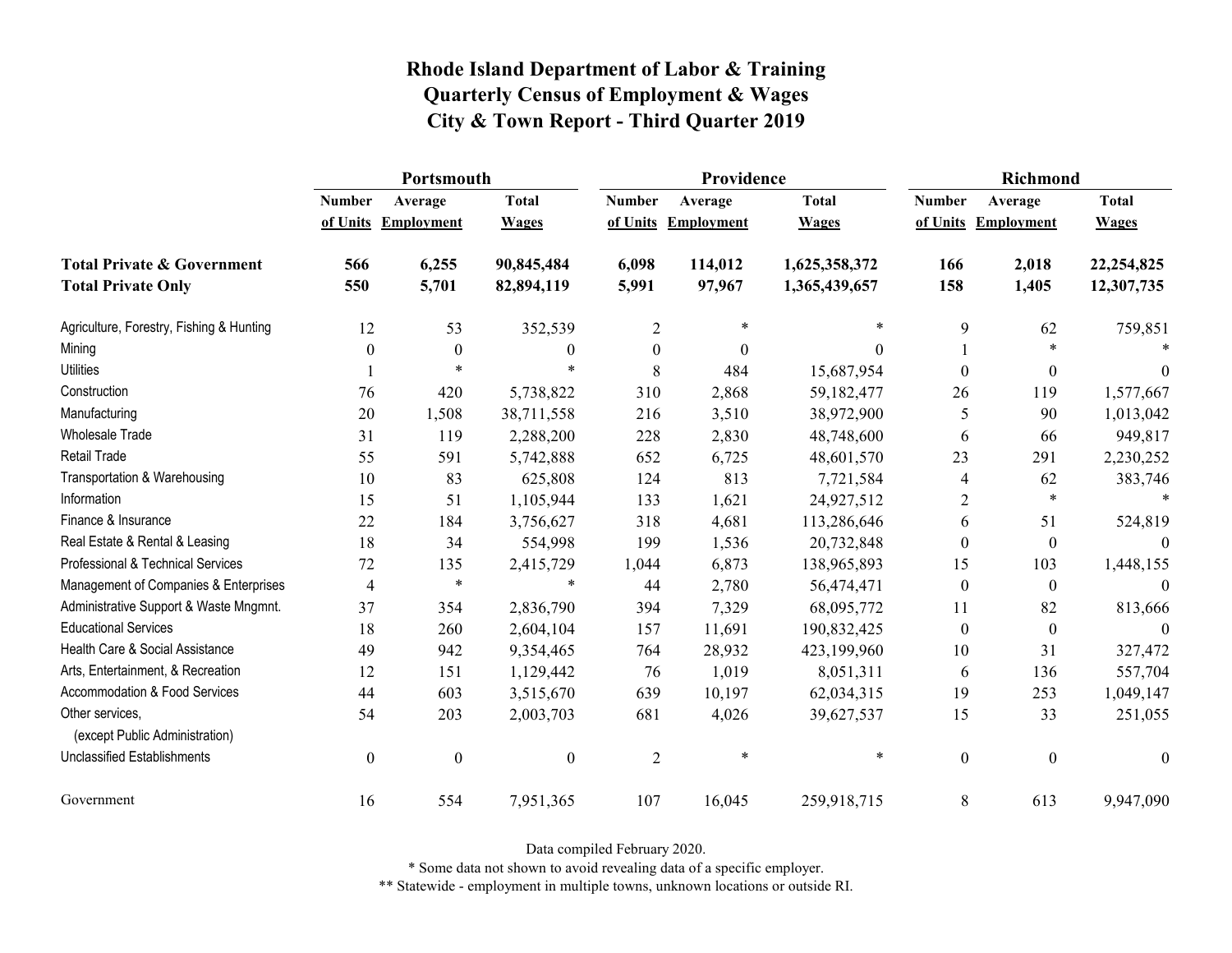# Rhode Island Department of Labor & Training
## Quarterly Census of Employment & Wages
## City & Town Report - Third Quarter 2019

| | Portsmouth | | | Providence | | | Richmond | | |
|---|---|---|---|---|---|---|---|---|---|
| | Number of Units | Average Employment | Total Wages | Number of Units | Average Employment | Total Wages | Number of Units | Average Employment | Total Wages |
| **Total Private & Government** | **566** | **6,255** | **90,845,484** | **6,098** | **114,012** | **1,625,358,372** | **166** | **2,018** | **22,254,825** |
| **Total Private Only** | **550** | **5,701** | **82,894,119** | **5,991** | **97,967** | **1,365,439,657** | **158** | **1,405** | **12,307,735** |
| Agriculture, Forestry, Fishing & Hunting | 12 | 53 | 352,539 | 2 | * | * | 9 | 62 | 759,851 |
| Mining | 0 | 0 | 0 | 0 | 0 | 0 | 1 | * | * |
| Utilities | 1 | * | * | 8 | 484 | 15,687,954 | 0 | 0 | 0 |
| Construction | 76 | 420 | 5,738,822 | 310 | 2,868 | 59,182,477 | 26 | 119 | 1,577,667 |
| Manufacturing | 20 | 1,508 | 38,711,558 | 216 | 3,510 | 38,972,900 | 5 | 90 | 1,013,042 |
| Wholesale Trade | 31 | 119 | 2,288,200 | 228 | 2,830 | 48,748,600 | 6 | 66 | 949,817 |
| Retail Trade | 55 | 591 | 5,742,888 | 652 | 6,725 | 48,601,570 | 23 | 291 | 2,230,252 |
| Transportation & Warehousing | 10 | 83 | 625,808 | 124 | 813 | 7,721,584 | 4 | 62 | 383,746 |
| Information | 15 | 51 | 1,105,944 | 133 | 1,621 | 24,927,512 | 2 | * | * |
| Finance & Insurance | 22 | 184 | 3,756,627 | 318 | 4,681 | 113,286,646 | 6 | 51 | 524,819 |
| Real Estate & Rental & Leasing | 18 | 34 | 554,998 | 199 | 1,536 | 20,732,848 | 0 | 0 | 0 |
| Professional & Technical Services | 72 | 135 | 2,415,729 | 1,044 | 6,873 | 138,965,893 | 15 | 103 | 1,448,155 |
| Management of Companies & Enterprises | 4 | * | * | 44 | 2,780 | 56,474,471 | 0 | 0 | 0 |
| Administrative Support & Waste Mngmnt. | 37 | 354 | 2,836,790 | 394 | 7,329 | 68,095,772 | 11 | 82 | 813,666 |
| Educational Services | 18 | 260 | 2,604,104 | 157 | 11,691 | 190,832,425 | 0 | 0 | 0 |
| Health Care & Social Assistance | 49 | 942 | 9,354,465 | 764 | 28,932 | 423,199,960 | 10 | 31 | 327,472 |
| Arts, Entertainment, & Recreation | 12 | 151 | 1,129,442 | 76 | 1,019 | 8,051,311 | 6 | 136 | 557,704 |
| Accommodation & Food Services | 44 | 603 | 3,515,670 | 639 | 10,197 | 62,034,315 | 19 | 253 | 1,049,147 |
| Other services, (except Public Administration) | 54 | 203 | 2,003,703 | 681 | 4,026 | 39,627,537 | 15 | 33 | 251,055 |
| Unclassified Establishments | 0 | 0 | 0 | 2 | * | * | 0 | 0 | 0 |
| Government | 16 | 554 | 7,951,365 | 107 | 16,045 | 259,918,715 | 8 | 613 | 9,947,090 |

Data compiled February 2020.

* Some data not shown to avoid revealing data of a specific employer.

** Statewide - employment in multiple towns, unknown locations or outside RI.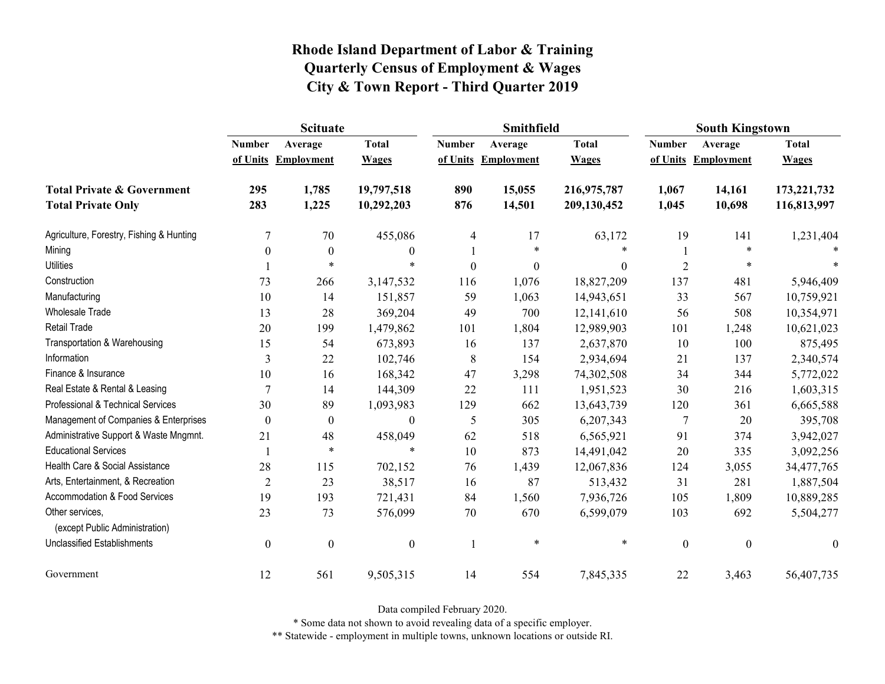# Rhode Island Department of Labor & Training
## Quarterly Census of Employment & Wages
## City & Town Report - Third Quarter 2019

| | Scituate | | | Smithfield | | | South Kingstown | | |
|---|---|---|---|---|---|---|---|---|---|
| | Number of Units | Average Employment | Total Wages | Number of Units | Average Employment | Total Wages | Number of Units | Average Employment | Total Wages |
| **Total Private & Government** | **295** | **1,785** | **19,797,518** | **890** | **15,055** | **216,975,787** | **1,067** | **14,161** | **173,221,732** |
| **Total Private Only** | **283** | **1,225** | **10,292,203** | **876** | **14,501** | **209,130,452** | **1,045** | **10,698** | **116,813,997** |
| Agriculture, Forestry, Fishing & Hunting | 7 | 70 | 455,086 | 4 | 17 | 63,172 | 19 | 141 | 1,231,404 |
| Mining | 0 | 0 | 0 | 1 | * | * | 1 | * | * |
| Utilities | 1 | * | * | 0 | 0 | 0 | 2 | * | * |
| Construction | 73 | 266 | 3,147,532 | 116 | 1,076 | 18,827,209 | 137 | 481 | 5,946,409 |
| Manufacturing | 10 | 14 | 151,857 | 59 | 1,063 | 14,943,651 | 33 | 567 | 10,759,921 |
| Wholesale Trade | 13 | 28 | 369,204 | 49 | 700 | 12,141,610 | 56 | 508 | 10,354,971 |
| Retail Trade | 20 | 199 | 1,479,862 | 101 | 1,804 | 12,989,903 | 101 | 1,248 | 10,621,023 |
| Transportation & Warehousing | 15 | 54 | 673,893 | 16 | 137 | 2,637,870 | 10 | 100 | 875,495 |
| Information | 3 | 22 | 102,746 | 8 | 154 | 2,934,694 | 21 | 137 | 2,340,574 |
| Finance & Insurance | 10 | 16 | 168,342 | 47 | 3,298 | 74,302,508 | 34 | 344 | 5,772,022 |
| Real Estate & Rental & Leasing | 7 | 14 | 144,309 | 22 | 111 | 1,951,523 | 30 | 216 | 1,603,315 |
| Professional & Technical Services | 30 | 89 | 1,093,983 | 129 | 662 | 13,643,739 | 120 | 361 | 6,665,588 |
| Management of Companies & Enterprises | 0 | 0 | 0 | 5 | 305 | 6,207,343 | 7 | 20 | 395,708 |
| Administrative Support & Waste Mngmnt. | 21 | 48 | 458,049 | 62 | 518 | 6,565,921 | 91 | 374 | 3,942,027 |
| Educational Services | 1 | * | * | 10 | 873 | 14,491,042 | 20 | 335 | 3,092,256 |
| Health Care & Social Assistance | 28 | 115 | 702,152 | 76 | 1,439 | 12,067,836 | 124 | 3,055 | 34,477,765 |
| Arts, Entertainment, & Recreation | 2 | 23 | 38,517 | 16 | 87 | 513,432 | 31 | 281 | 1,887,504 |
| Accommodation & Food Services | 19 | 193 | 721,431 | 84 | 1,560 | 7,936,726 | 105 | 1,809 | 10,889,285 |
| Other services, (except Public Administration) | 23 | 73 | 576,099 | 70 | 670 | 6,599,079 | 103 | 692 | 5,504,277 |
| Unclassified Establishments | 0 | 0 | 0 | 1 | * | * | 0 | 0 | 0 |
| Government | 12 | 561 | 9,505,315 | 14 | 554 | 7,845,335 | 22 | 3,463 | 56,407,735 |

Data compiled February 2020.

* Some data not shown to avoid revealing data of a specific employer.

** Statewide - employment in multiple towns, unknown locations or outside RI.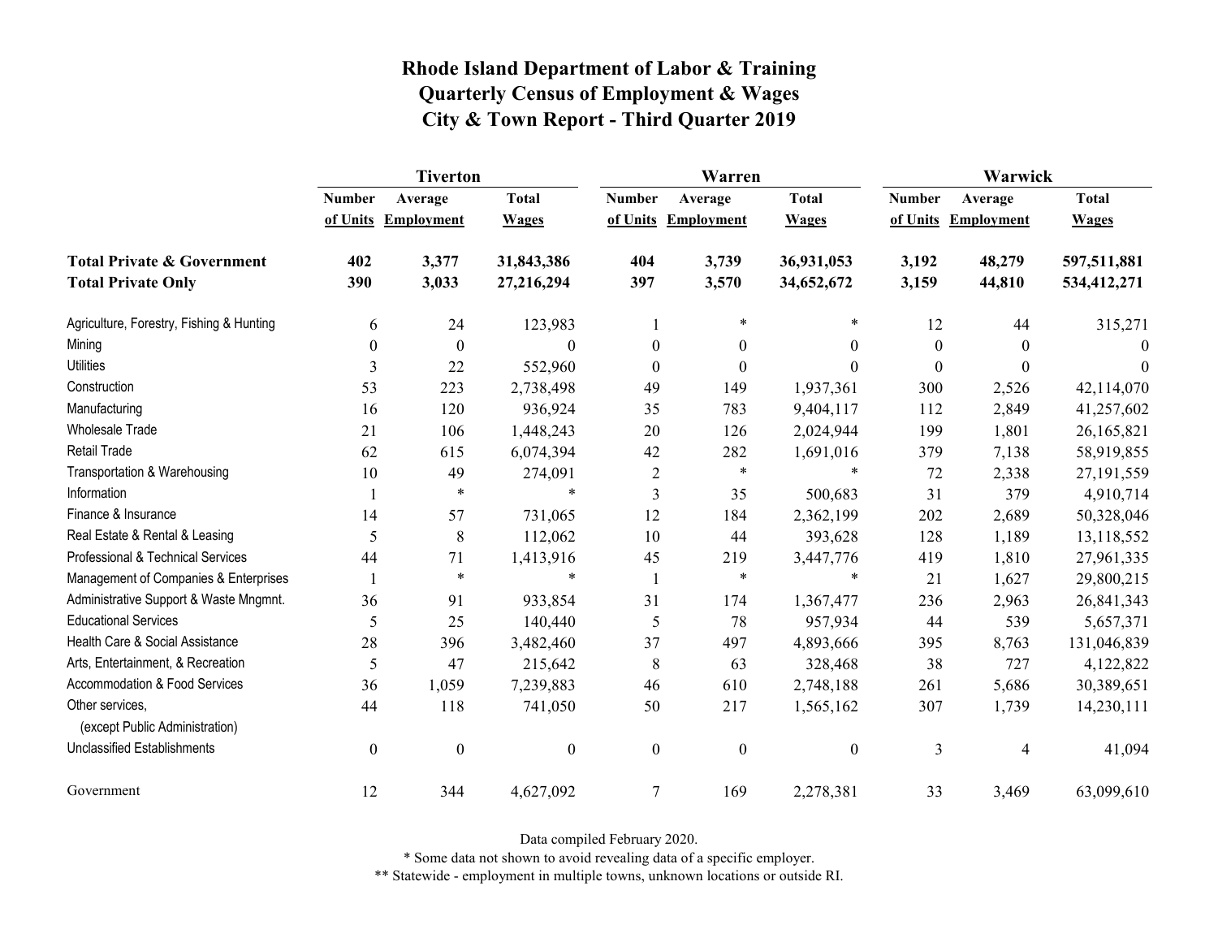# Rhode Island Department of Labor & Training
# Quarterly Census of Employment & Wages
# City & Town Report - Third Quarter 2019

| | Tiverton | | | Warren | | | Warwick | | |
|---|---|---|---|---|---|---|---|---|---|
| | Number of Units | Average Employment | Total Wages | Number of Units | Average Employment | Total Wages | Number of Units | Average Employment | Total Wages |
| **Total Private & Government** | **402** | **3,377** | **31,843,386** | **404** | **3,739** | **36,931,053** | **3,192** | **48,279** | **597,511,881** |
| **Total Private Only** | **390** | **3,033** | **27,216,294** | **397** | **3,570** | **34,652,672** | **3,159** | **44,810** | **534,412,271** |
| Agriculture, Forestry, Fishing & Hunting | 6 | 24 | 123,983 | 1 | * | * | 12 | 44 | 315,271 |
| Mining | 0 | 0 | 0 | 0 | 0 | 0 | 0 | 0 | 0 |
| Utilities | 3 | 22 | 552,960 | 0 | 0 | 0 | 0 | 0 | 0 |
| Construction | 53 | 223 | 2,738,498 | 49 | 149 | 1,937,361 | 300 | 2,526 | 42,114,070 |
| Manufacturing | 16 | 120 | 936,924 | 35 | 783 | 9,404,117 | 112 | 2,849 | 41,257,602 |
| Wholesale Trade | 21 | 106 | 1,448,243 | 20 | 126 | 2,024,944 | 199 | 1,801 | 26,165,821 |
| Retail Trade | 62 | 615 | 6,074,394 | 42 | 282 | 1,691,016 | 379 | 7,138 | 58,919,855 |
| Transportation & Warehousing | 10 | 49 | 274,091 | 2 | * | * | 72 | 2,338 | 27,191,559 |
| Information | 1 | * | * | 3 | 35 | 500,683 | 31 | 379 | 4,910,714 |
| Finance & Insurance | 14 | 57 | 731,065 | 12 | 184 | 2,362,199 | 202 | 2,689 | 50,328,046 |
| Real Estate & Rental & Leasing | 5 | 8 | 112,062 | 10 | 44 | 393,628 | 128 | 1,189 | 13,118,552 |
| Professional & Technical Services | 44 | 71 | 1,413,916 | 45 | 219 | 3,447,776 | 419 | 1,810 | 27,961,335 |
| Management of Companies & Enterprises | 1 | * | * | 1 | * | * | 21 | 1,627 | 29,800,215 |
| Administrative Support & Waste Mngmnt. | 36 | 91 | 933,854 | 31 | 174 | 1,367,477 | 236 | 2,963 | 26,841,343 |
| Educational Services | 5 | 25 | 140,440 | 5 | 78 | 957,934 | 44 | 539 | 5,657,371 |
| Health Care & Social Assistance | 28 | 396 | 3,482,460 | 37 | 497 | 4,893,666 | 395 | 8,763 | 131,046,839 |
| Arts, Entertainment, & Recreation | 5 | 47 | 215,642 | 8 | 63 | 328,468 | 38 | 727 | 4,122,822 |
| Accommodation & Food Services | 36 | 1,059 | 7,239,883 | 46 | 610 | 2,748,188 | 261 | 5,686 | 30,389,651 |
| Other services, (except Public Administration) | 44 | 118 | 741,050 | 50 | 217 | 1,565,162 | 307 | 1,739 | 14,230,111 |
| Unclassified Establishments | 0 | 0 | 0 | 0 | 0 | 0 | 3 | 4 | 41,094 |
| Government | 12 | 344 | 4,627,092 | 7 | 169 | 2,278,381 | 33 | 3,469 | 63,099,610 |

Data compiled February 2020.

* Some data not shown to avoid revealing data of a specific employer.

** Statewide - employment in multiple towns, unknown locations or outside RI.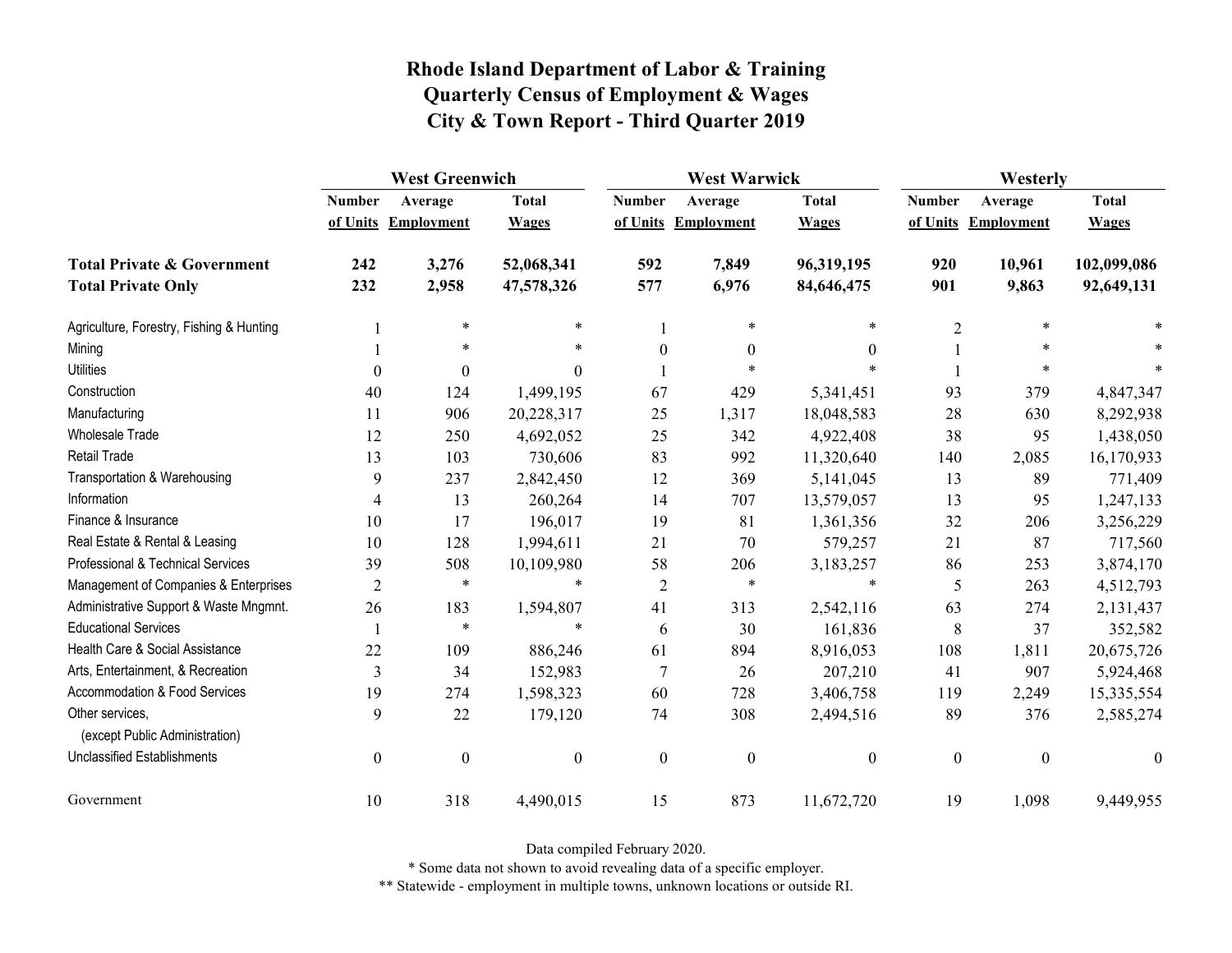# Rhode Island Department of Labor & Training
## Quarterly Census of Employment & Wages
## City & Town Report - Third Quarter 2019

| | West Greenwich | | | West Warwick | | | Westerly | | |
|---|---|---|---|---|---|---|---|---|---|
| | Number of Units | Average Employment | Total Wages | Number of Units | Average Employment | Total Wages | Number of Units | Average Employment | Total Wages |
| **Total Private & Government** | **242** | **3,276** | **52,068,341** | **592** | **7,849** | **96,319,195** | **920** | **10,961** | **102,099,086** |
| **Total Private Only** | **232** | **2,958** | **47,578,326** | **577** | **6,976** | **84,646,475** | **901** | **9,863** | **92,649,131** |
| Agriculture, Forestry, Fishing & Hunting | 1 | * | * | 1 | * | * | 2 | * | * |
| Mining | 1 | * | * | 0 | 0 | 0 | 1 | * | * |
| Utilities | 0 | 0 | 0 | 1 | * | * | 1 | * | * |
| Construction | 40 | 124 | 1,499,195 | 67 | 429 | 5,341,451 | 93 | 379 | 4,847,347 |
| Manufacturing | 11 | 906 | 20,228,317 | 25 | 1,317 | 18,048,583 | 28 | 630 | 8,292,938 |
| Wholesale Trade | 12 | 250 | 4,692,052 | 25 | 342 | 4,922,408 | 38 | 95 | 1,438,050 |
| Retail Trade | 13 | 103 | 730,606 | 83 | 992 | 11,320,640 | 140 | 2,085 | 16,170,933 |
| Transportation & Warehousing | 9 | 237 | 2,842,450 | 12 | 369 | 5,141,045 | 13 | 89 | 771,409 |
| Information | 4 | 13 | 260,264 | 14 | 707 | 13,579,057 | 13 | 95 | 1,247,133 |
| Finance & Insurance | 10 | 17 | 196,017 | 19 | 81 | 1,361,356 | 32 | 206 | 3,256,229 |
| Real Estate & Rental & Leasing | 10 | 128 | 1,994,611 | 21 | 70 | 579,257 | 21 | 87 | 717,560 |
| Professional & Technical Services | 39 | 508 | 10,109,980 | 58 | 206 | 3,183,257 | 86 | 253 | 3,874,170 |
| Management of Companies & Enterprises | 2 | * | * | 2 | * | * | 5 | 263 | 4,512,793 |
| Administrative Support & Waste Mngmnt. | 26 | 183 | 1,594,807 | 41 | 313 | 2,542,116 | 63 | 274 | 2,131,437 |
| Educational Services | 1 | * | * | 6 | 30 | 161,836 | 8 | 37 | 352,582 |
| Health Care & Social Assistance | 22 | 109 | 886,246 | 61 | 894 | 8,916,053 | 108 | 1,811 | 20,675,726 |
| Arts, Entertainment, & Recreation | 3 | 34 | 152,983 | 7 | 26 | 207,210 | 41 | 907 | 5,924,468 |
| Accommodation & Food Services | 19 | 274 | 1,598,323 | 60 | 728 | 3,406,758 | 119 | 2,249 | 15,335,554 |
| Other services, (except Public Administration) | 9 | 22 | 179,120 | 74 | 308 | 2,494,516 | 89 | 376 | 2,585,274 |
| Unclassified Establishments | 0 | 0 | 0 | 0 | 0 | 0 | 0 | 0 | 0 |
| Government | 10 | 318 | 4,490,015 | 15 | 873 | 11,672,720 | 19 | 1,098 | 9,449,955 |

Data compiled February 2020.

* Some data not shown to avoid revealing data of a specific employer.

** Statewide - employment in multiple towns, unknown locations or outside RI.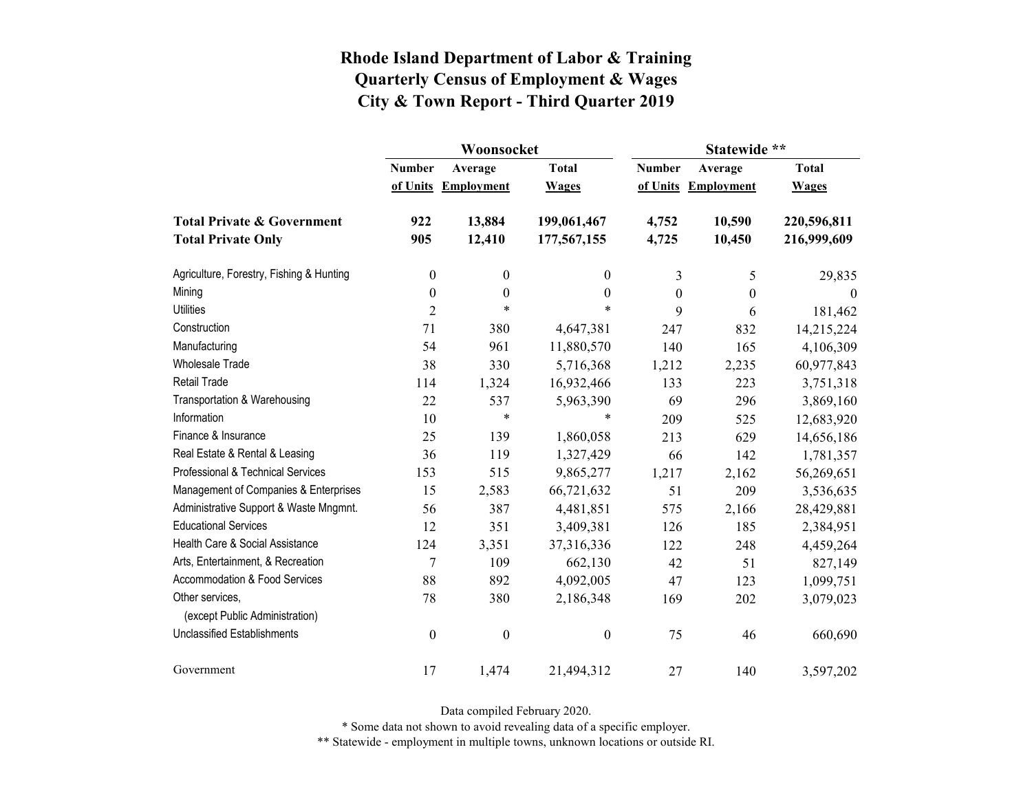# Rhode Island Department of Labor & Training
## Quarterly Census of Employment & Wages
## City & Town Report - Third Quarter 2019

| | Woonsocket | | | Statewide ** | | |
|---|---|---|---|---|---|---|
| | Number of Units | Average Employment | Total Wages | Number of Units | Average Employment | Total Wages |
| **Total Private & Government** | **922** | **13,884** | **199,061,467** | **4,752** | **10,590** | **220,596,811** |
| **Total Private Only** | **905** | **12,410** | **177,567,155** | **4,725** | **10,450** | **216,999,609** |
| Agriculture, Forestry, Fishing & Hunting | 0 | 0 | 0 | 3 | 5 | 29,835 |
| Mining | 0 | 0 | 0 | 0 | 0 | 0 |
| Utilities | 2 | * | * | 9 | 6 | 181,462 |
| Construction | 71 | 380 | 4,647,381 | 247 | 832 | 14,215,224 |
| Manufacturing | 54 | 961 | 11,880,570 | 140 | 165 | 4,106,309 |
| Wholesale Trade | 38 | 330 | 5,716,368 | 1,212 | 2,235 | 60,977,843 |
| Retail Trade | 114 | 1,324 | 16,932,466 | 133 | 223 | 3,751,318 |
| Transportation & Warehousing | 22 | 537 | 5,963,390 | 69 | 296 | 3,869,160 |
| Information | 10 | * | * | 209 | 525 | 12,683,920 |
| Finance & Insurance | 25 | 139 | 1,860,058 | 213 | 629 | 14,656,186 |
| Real Estate & Rental & Leasing | 36 | 119 | 1,327,429 | 66 | 142 | 1,781,357 |
| Professional & Technical Services | 153 | 515 | 9,865,277 | 1,217 | 2,162 | 56,269,651 |
| Management of Companies & Enterprises | 15 | 2,583 | 66,721,632 | 51 | 209 | 3,536,635 |
| Administrative Support & Waste Mngmnt. | 56 | 387 | 4,481,851 | 575 | 2,166 | 28,429,881 |
| Educational Services | 12 | 351 | 3,409,381 | 126 | 185 | 2,384,951 |
| Health Care & Social Assistance | 124 | 3,351 | 37,316,336 | 122 | 248 | 4,459,264 |
| Arts, Entertainment, & Recreation | 7 | 109 | 662,130 | 42 | 51 | 827,149 |
| Accommodation & Food Services | 88 | 892 | 4,092,005 | 47 | 123 | 1,099,751 |
| Other services, (except Public Administration) | 78 | 380 | 2,186,348 | 169 | 202 | 3,079,023 |
| Unclassified Establishments | 0 | 0 | 0 | 75 | 46 | 660,690 |
| Government | 17 | 1,474 | 21,494,312 | 27 | 140 | 3,597,202 |

Data compiled February 2020.

* Some data not shown to avoid revealing data of a specific employer.

** Statewide - employment in multiple towns, unknown locations or outside RI.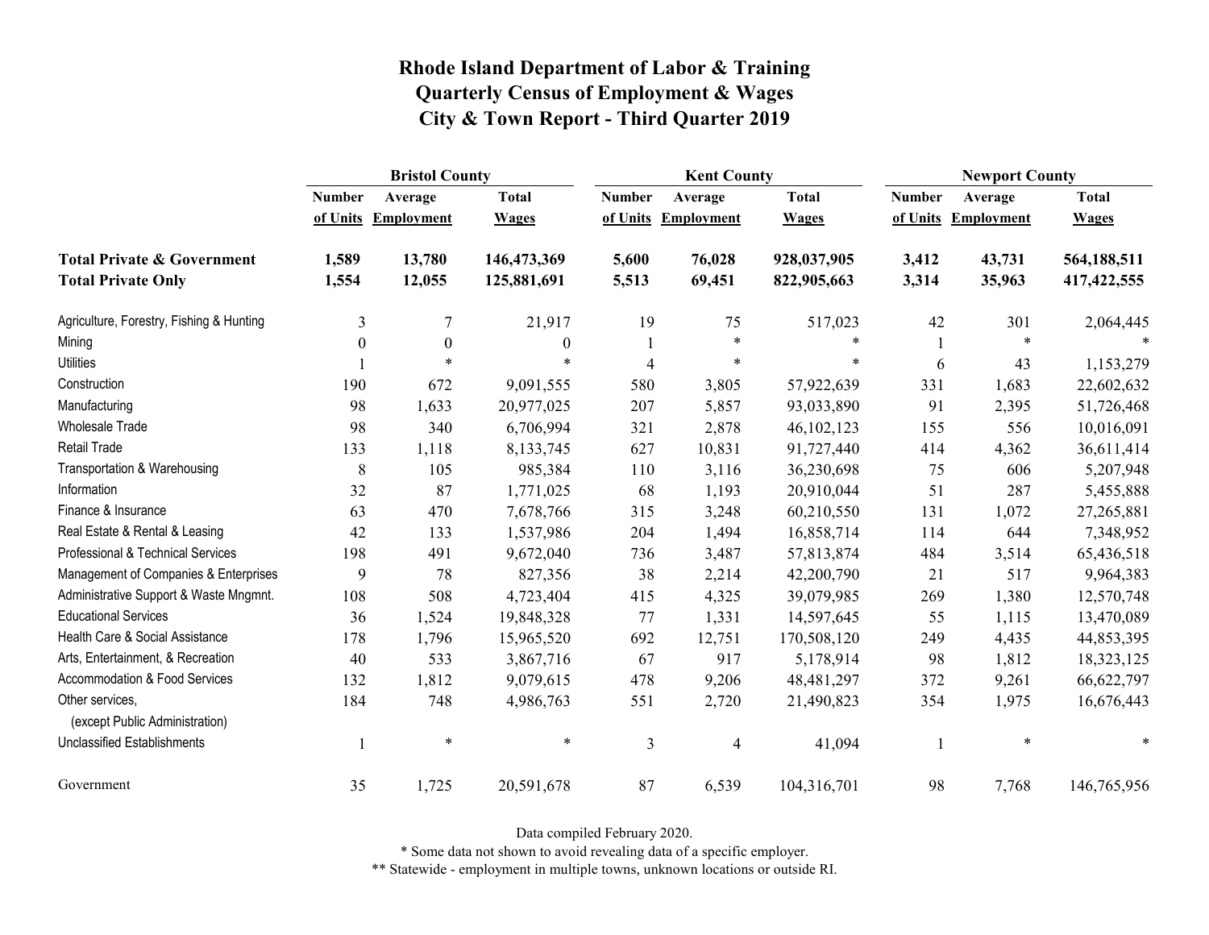# Rhode Island Department of Labor & Training
## Quarterly Census of Employment & Wages
## City & Town Report - Third Quarter 2019

| | Bristol County | | | Kent County | | | Newport County | | |
|---|---|---|---|---|---|---|---|---|---|
| | Number of Units | Average Employment | Total Wages | Number of Units | Average Employment | Total Wages | Number of Units | Average Employment | Total Wages |
| **Total Private & Government** | **1,589** | **13,780** | **146,473,369** | **5,600** | **76,028** | **928,037,905** | **3,412** | **43,731** | **564,188,511** |
| **Total Private Only** | **1,554** | **12,055** | **125,881,691** | **5,513** | **69,451** | **822,905,663** | **3,314** | **35,963** | **417,422,555** |
| Agriculture, Forestry, Fishing & Hunting | 3 | 7 | 21,917 | 19 | 75 | 517,023 | 42 | 301 | 2,064,445 |
| Mining | 0 | 0 | 0 | 1 | * | * | 1 | * | * |
| Utilities | 1 | * | * | 4 | * | * | 6 | 43 | 1,153,279 |
| Construction | 190 | 672 | 9,091,555 | 580 | 3,805 | 57,922,639 | 331 | 1,683 | 22,602,632 |
| Manufacturing | 98 | 1,633 | 20,977,025 | 207 | 5,857 | 93,033,890 | 91 | 2,395 | 51,726,468 |
| Wholesale Trade | 98 | 340 | 6,706,994 | 321 | 2,878 | 46,102,123 | 155 | 556 | 10,016,091 |
| Retail Trade | 133 | 1,118 | 8,133,745 | 627 | 10,831 | 91,727,440 | 414 | 4,362 | 36,611,414 |
| Transportation & Warehousing | 8 | 105 | 985,384 | 110 | 3,116 | 36,230,698 | 75 | 606 | 5,207,948 |
| Information | 32 | 87 | 1,771,025 | 68 | 1,193 | 20,910,044 | 51 | 287 | 5,455,888 |
| Finance & Insurance | 63 | 470 | 7,678,766 | 315 | 3,248 | 60,210,550 | 131 | 1,072 | 27,265,881 |
| Real Estate & Rental & Leasing | 42 | 133 | 1,537,986 | 204 | 1,494 | 16,858,714 | 114 | 644 | 7,348,952 |
| Professional & Technical Services | 198 | 491 | 9,672,040 | 736 | 3,487 | 57,813,874 | 484 | 3,514 | 65,436,518 |
| Management of Companies & Enterprises | 9 | 78 | 827,356 | 38 | 2,214 | 42,200,790 | 21 | 517 | 9,964,383 |
| Administrative Support & Waste Mngmnt. | 108 | 508 | 4,723,404 | 415 | 4,325 | 39,079,985 | 269 | 1,380 | 12,570,748 |
| Educational Services | 36 | 1,524 | 19,848,328 | 77 | 1,331 | 14,597,645 | 55 | 1,115 | 13,470,089 |
| Health Care & Social Assistance | 178 | 1,796 | 15,965,520 | 692 | 12,751 | 170,508,120 | 249 | 4,435 | 44,853,395 |
| Arts, Entertainment, & Recreation | 40 | 533 | 3,867,716 | 67 | 917 | 5,178,914 | 98 | 1,812 | 18,323,125 |
| Accommodation & Food Services | 132 | 1,812 | 9,079,615 | 478 | 9,206 | 48,481,297 | 372 | 9,261 | 66,622,797 |
| Other services, (except Public Administration) | 184 | 748 | 4,986,763 | 551 | 2,720 | 21,490,823 | 354 | 1,975 | 16,676,443 |
| Unclassified Establishments | 1 | * | * | 3 | 4 | 41,094 | 1 | * | * |
| Government | 35 | 1,725 | 20,591,678 | 87 | 6,539 | 104,316,701 | 98 | 7,768 | 146,765,956 |

Data compiled February 2020.

* Some data not shown to avoid revealing data of a specific employer.

** Statewide - employment in multiple towns, unknown locations or outside RI.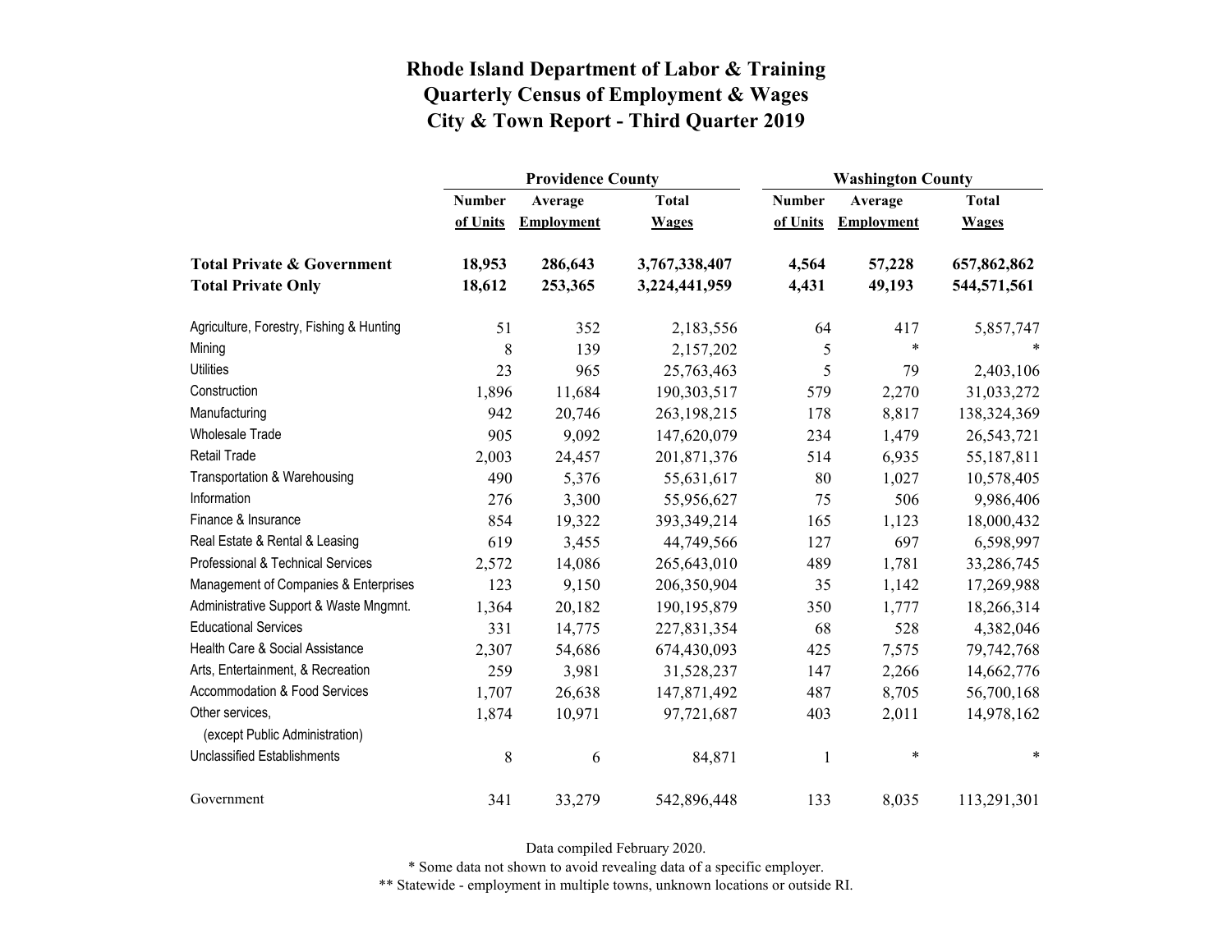# Rhode Island Department of Labor & Training
# Quarterly Census of Employment & Wages
# City & Town Report - Third Quarter 2019

| | Providence County | | | Washington County | | |
|---|---|---|---|---|---|---|
| | Number of Units | Average Employment | Total Wages | Number of Units | Average Employment | Total Wages |
| **Total Private & Government** | **18,953** | **286,643** | **3,767,338,407** | **4,564** | **57,228** | **657,862,862** |
| **Total Private Only** | **18,612** | **253,365** | **3,224,441,959** | **4,431** | **49,193** | **544,571,561** |
| Agriculture, Forestry, Fishing & Hunting | 51 | 352 | 2,183,556 | 64 | 417 | 5,857,747 |
| Mining | 8 | 139 | 2,157,202 | 5 | * | * |
| Utilities | 23 | 965 | 25,763,463 | 5 | 79 | 2,403,106 |
| Construction | 1,896 | 11,684 | 190,303,517 | 579 | 2,270 | 31,033,272 |
| Manufacturing | 942 | 20,746 | 263,198,215 | 178 | 8,817 | 138,324,369 |
| Wholesale Trade | 905 | 9,092 | 147,620,079 | 234 | 1,479 | 26,543,721 |
| Retail Trade | 2,003 | 24,457 | 201,871,376 | 514 | 6,935 | 55,187,811 |
| Transportation & Warehousing | 490 | 5,376 | 55,631,617 | 80 | 1,027 | 10,578,405 |
| Information | 276 | 3,300 | 55,956,627 | 75 | 506 | 9,986,406 |
| Finance & Insurance | 854 | 19,322 | 393,349,214 | 165 | 1,123 | 18,000,432 |
| Real Estate & Rental & Leasing | 619 | 3,455 | 44,749,566 | 127 | 697 | 6,598,997 |
| Professional & Technical Services | 2,572 | 14,086 | 265,643,010 | 489 | 1,781 | 33,286,745 |
| Management of Companies & Enterprises | 123 | 9,150 | 206,350,904 | 35 | 1,142 | 17,269,988 |
| Administrative Support & Waste Mngmnt. | 1,364 | 20,182 | 190,195,879 | 350 | 1,777 | 18,266,314 |
| Educational Services | 331 | 14,775 | 227,831,354 | 68 | 528 | 4,382,046 |
| Health Care & Social Assistance | 2,307 | 54,686 | 674,430,093 | 425 | 7,575 | 79,742,768 |
| Arts, Entertainment, & Recreation | 259 | 3,981 | 31,528,237 | 147 | 2,266 | 14,662,776 |
| Accommodation & Food Services | 1,707 | 26,638 | 147,871,492 | 487 | 8,705 | 56,700,168 |
| Other services, (except Public Administration) | 1,874 | 10,971 | 97,721,687 | 403 | 2,011 | 14,978,162 |
| Unclassified Establishments | 8 | 6 | 84,871 | 1 | * | * |
| Government | 341 | 33,279 | 542,896,448 | 133 | 8,035 | 113,291,301 |

Data compiled February 2020.

* Some data not shown to avoid revealing data of a specific employer.

** Statewide - employment in multiple towns, unknown locations or outside RI.